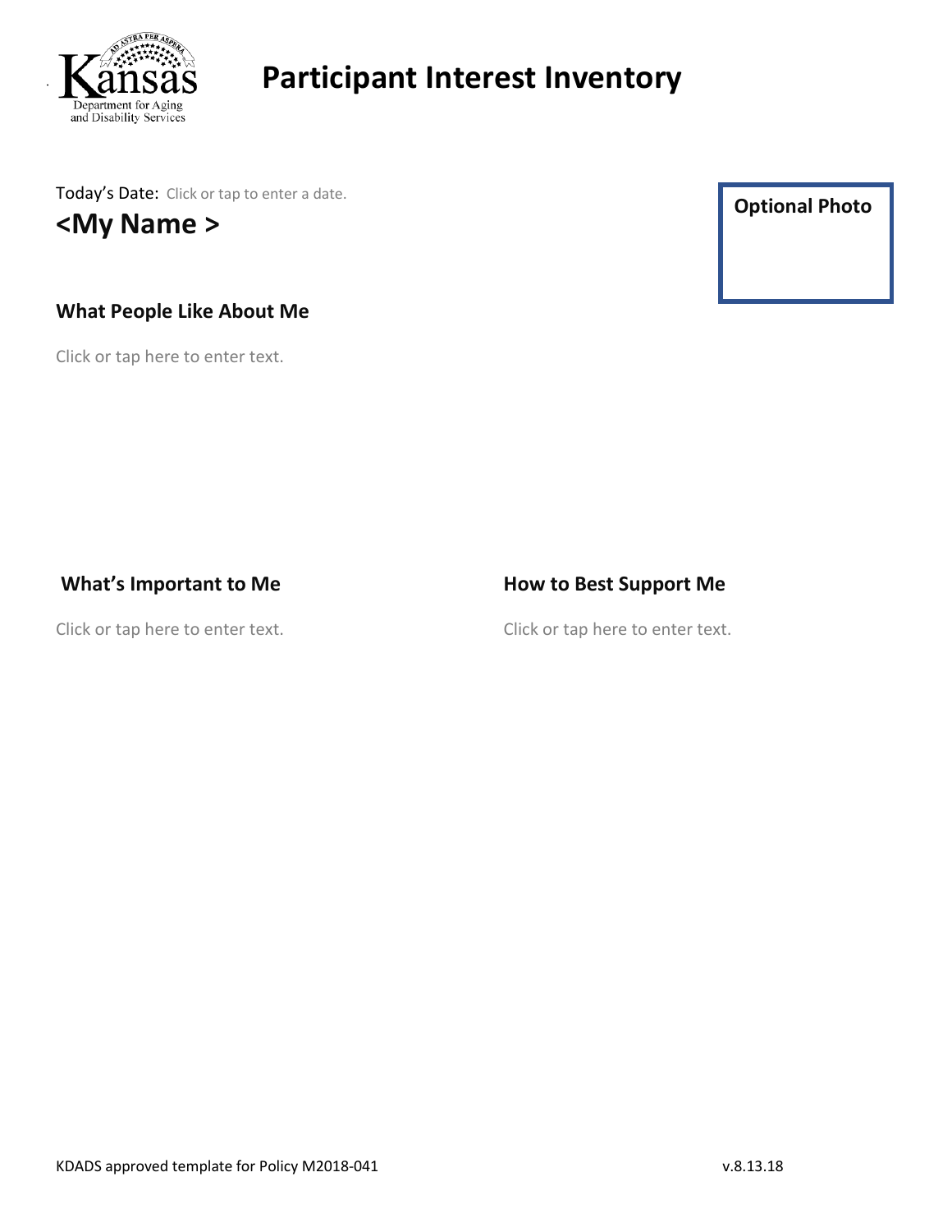Kansas Department for Aging and Disability Services

# Participant Interest Inventory

Today's Date: Click or tap to enter a date.

## <My Name >

**Optional Photo**

### What People Like About Me

Click or tap here to enter text.

### What's Important to Me

Click or tap here to enter text.

### How to Best Support Me

Click or tap here to enter text.

KDADS approved template for Policy M2018-041 v.8.13.18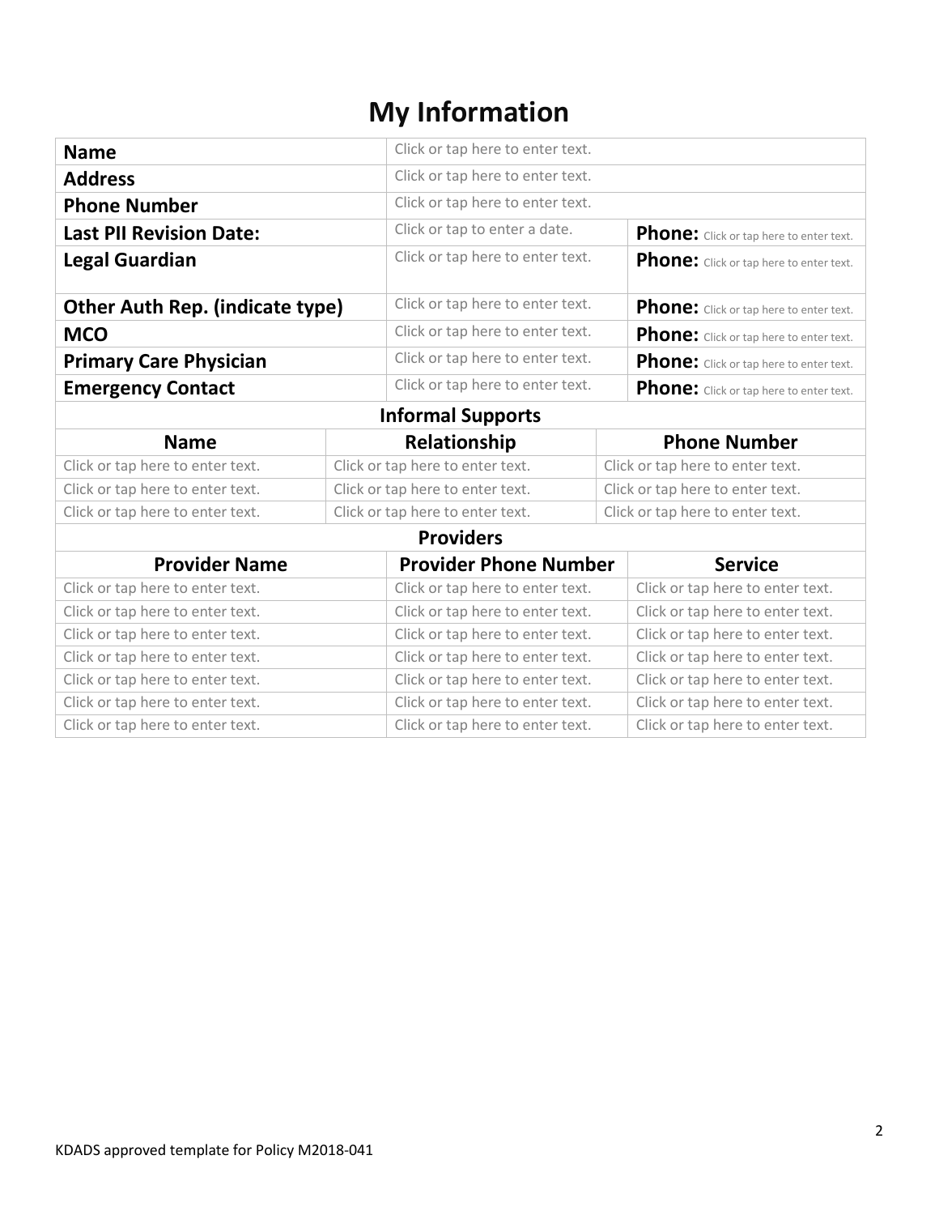# My Information

| | | |
|---|---|---|
| **Name** | Click or tap here to enter text. | |
| **Address** | Click or tap here to enter text. | |
| **Phone Number** | Click or tap here to enter text. | |
| **Last PII Revision Date:** | Click or tap to enter a date. | **Phone:** Click or tap here to enter text. |
| **Legal Guardian** | Click or tap here to enter text. | **Phone:** Click or tap here to enter text. |
| **Other Auth Rep. (indicate type)** | Click or tap here to enter text. | **Phone:** Click or tap here to enter text. |
| **MCO** | Click or tap here to enter text. | **Phone:** Click or tap here to enter text. |
| **Primary Care Physician** | Click or tap here to enter text. | **Phone:** Click or tap here to enter text. |
| **Emergency Contact** | Click or tap here to enter text. | **Phone:** Click or tap here to enter text. |

**Informal Supports**

| Name | Relationship | Phone Number |
|---|---|---|
| Click or tap here to enter text. | Click or tap here to enter text. | Click or tap here to enter text. |
| Click or tap here to enter text. | Click or tap here to enter text. | Click or tap here to enter text. |
| Click or tap here to enter text. | Click or tap here to enter text. | Click or tap here to enter text. |

**Providers**

| Provider Name | Provider Phone Number | Service |
|---|---|---|
| Click or tap here to enter text. | Click or tap here to enter text. | Click or tap here to enter text. |
| Click or tap here to enter text. | Click or tap here to enter text. | Click or tap here to enter text. |
| Click or tap here to enter text. | Click or tap here to enter text. | Click or tap here to enter text. |
| Click or tap here to enter text. | Click or tap here to enter text. | Click or tap here to enter text. |
| Click or tap here to enter text. | Click or tap here to enter text. | Click or tap here to enter text. |
| Click or tap here to enter text. | Click or tap here to enter text. | Click or tap here to enter text. |
| Click or tap here to enter text. | Click or tap here to enter text. | Click or tap here to enter text. |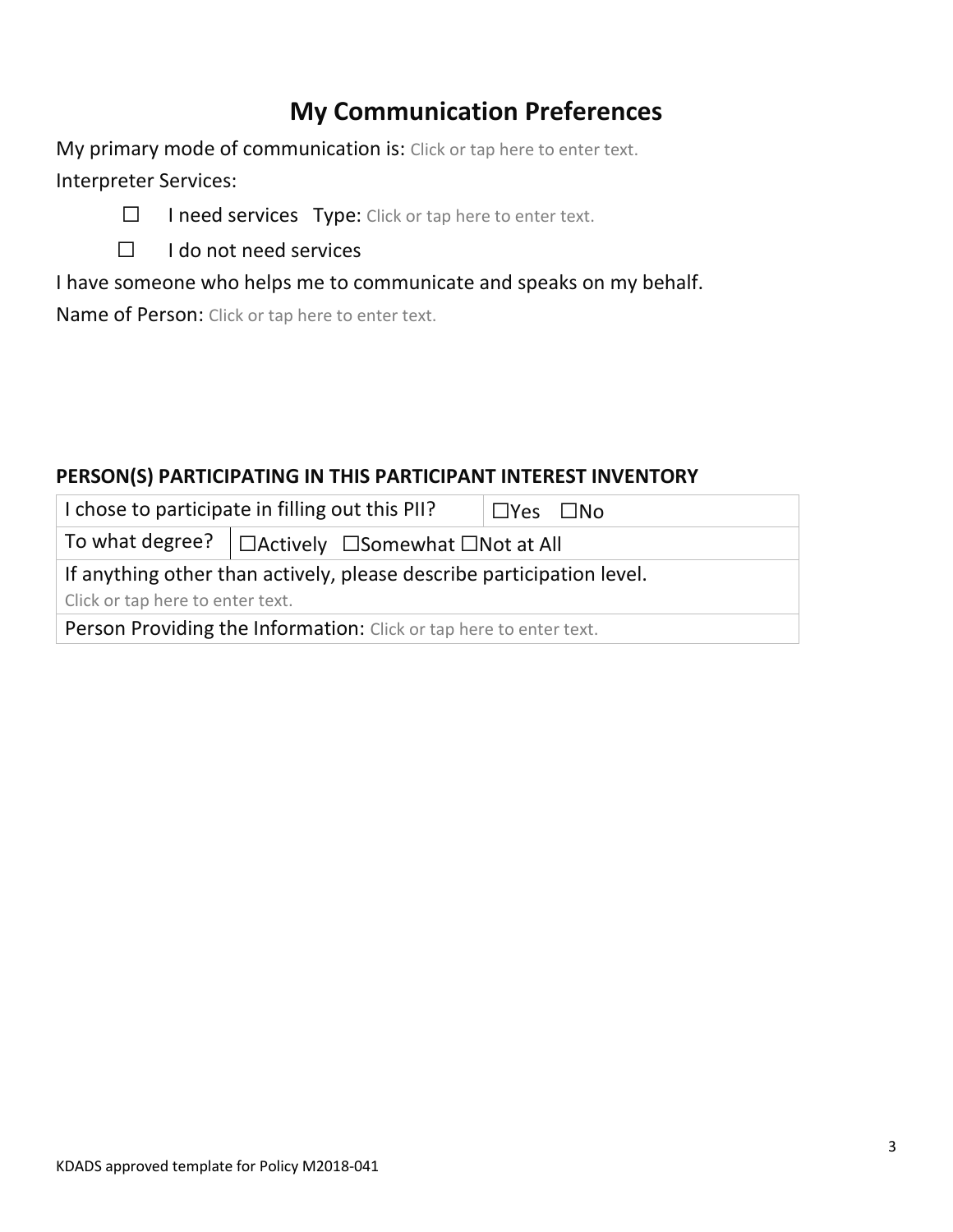# My Communication Preferences

My primary mode of communication is: Click or tap here to enter text.

Interpreter Services:

- ☐ I need services Type: Click or tap here to enter text.
- ☐ I do not need services

I have someone who helps me to communicate and speaks on my behalf.

Name of Person: Click or tap here to enter text.

**PERSON(S) PARTICIPATING IN THIS PARTICIPANT INTEREST INVENTORY**

| I chose to participate in filling out this PII? | | ☐Yes ☐No |
|---|---|---|
| To what degree? | ☐Actively ☐Somewhat ☐Not at All | |
| If anything other than actively, please describe participation level.<br>Click or tap here to enter text. | | |
| Person Providing the Information: Click or tap here to enter text. | | |

KDADS approved template for Policy M2018-041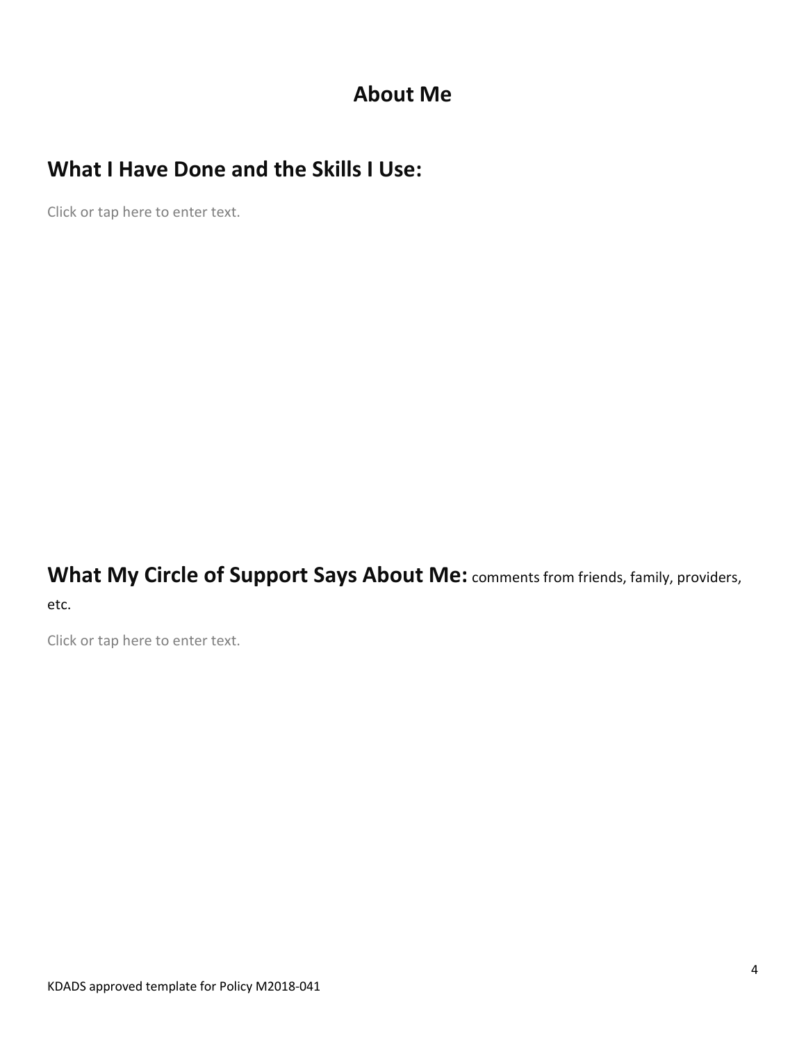# About Me

## What I Have Done and the Skills I Use:

Click or tap here to enter text.

## What My Circle of Support Says About Me: comments from friends, family, providers, etc.

Click or tap here to enter text.

KDADS approved template for Policy M2018-041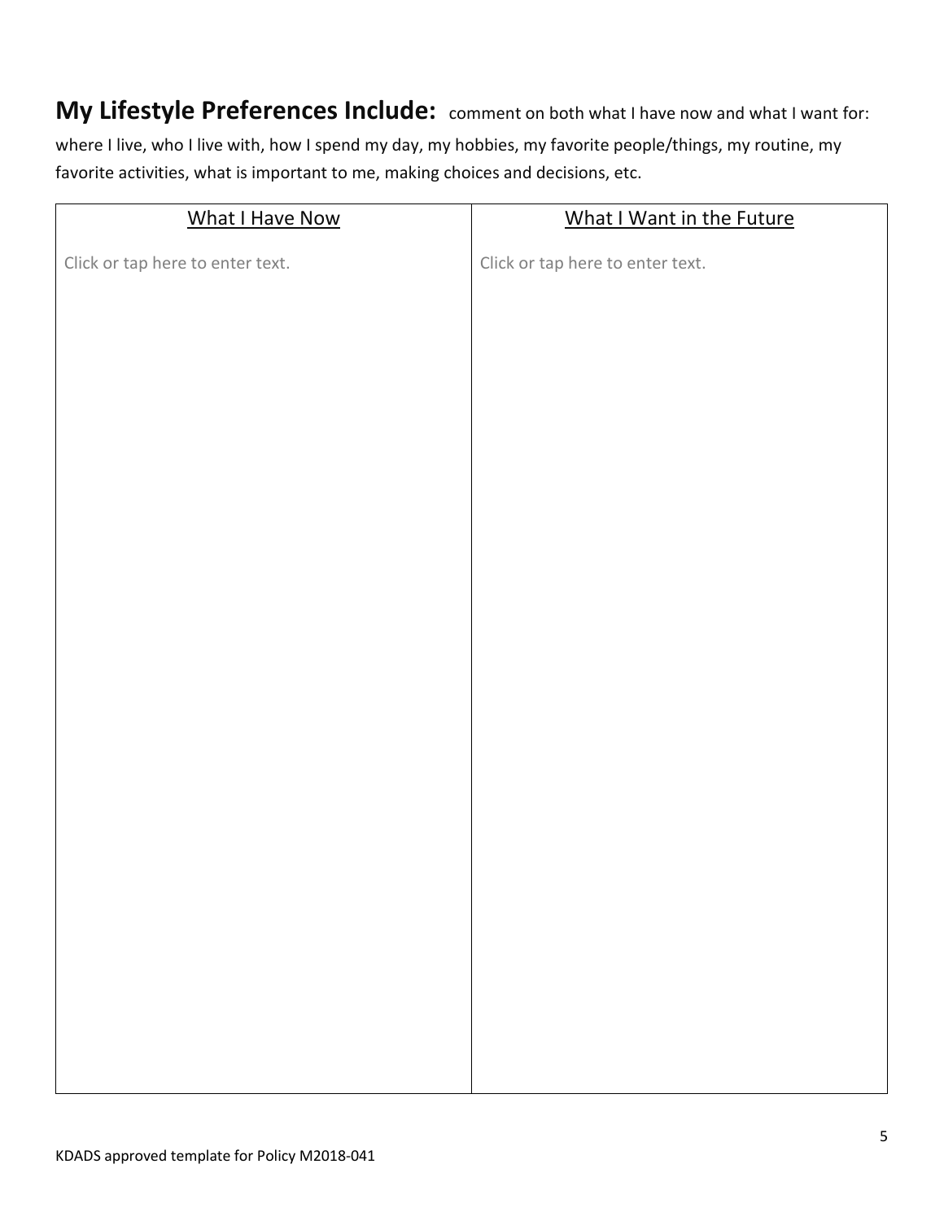**My Lifestyle Preferences Include:** comment on both what I have now and what I want for: where I live, who I live with, how I spend my day, my hobbies, my favorite people/things, my routine, my favorite activities, what is important to me, making choices and decisions, etc.

| What I Have Now | What I Want in the Future |
| --- | --- |
| Click or tap here to enter text. | Click or tap here to enter text. |

KDADS approved template for Policy M2018-041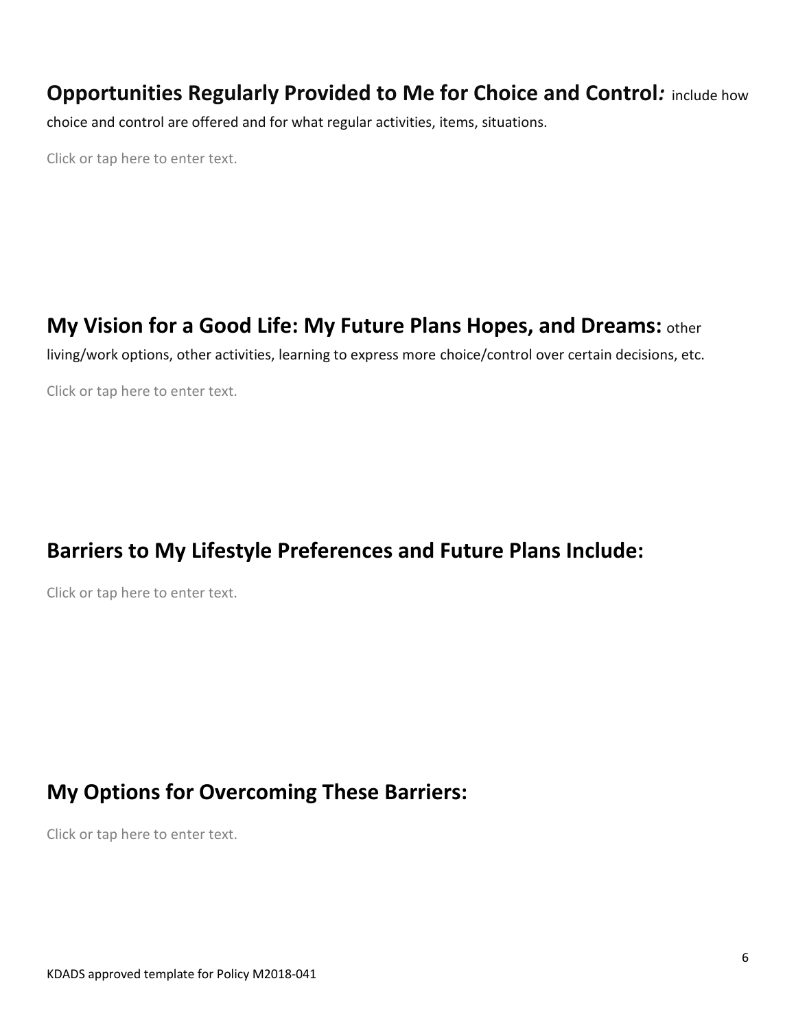## **Opportunities Regularly Provided to Me for Choice and Control***:* include how choice and control are offered and for what regular activities, items, situations.

Click or tap here to enter text.

## **My Vision for a Good Life: My Future Plans Hopes, and Dreams:** other living/work options, other activities, learning to express more choice/control over certain decisions, etc.

Click or tap here to enter text.

## **Barriers to My Lifestyle Preferences and Future Plans Include:**

Click or tap here to enter text.

## **My Options for Overcoming These Barriers:**

Click or tap here to enter text.

KDADS approved template for Policy M2018-041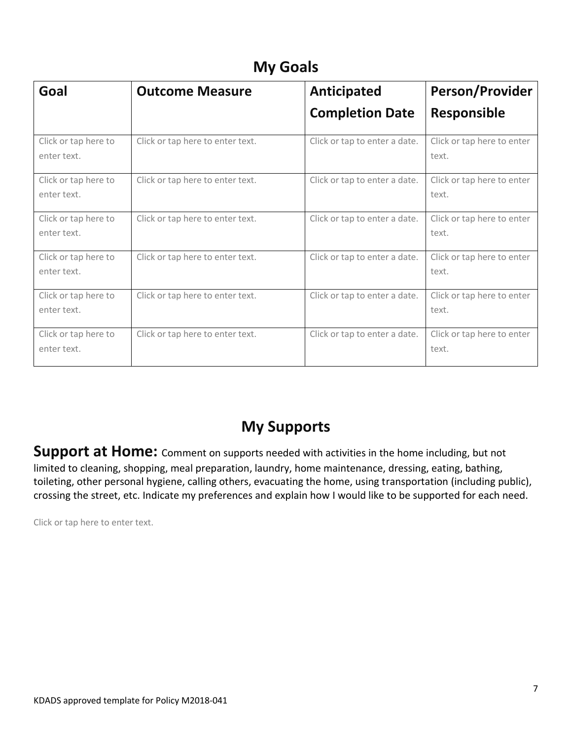## My Goals

| Goal | Outcome Measure | Anticipated Completion Date | Person/Provider Responsible |
|---|---|---|---|
| Click or tap here to enter text. | Click or tap here to enter text. | Click or tap to enter a date. | Click or tap here to enter text. |
| Click or tap here to enter text. | Click or tap here to enter text. | Click or tap to enter a date. | Click or tap here to enter text. |
| Click or tap here to enter text. | Click or tap here to enter text. | Click or tap to enter a date. | Click or tap here to enter text. |
| Click or tap here to enter text. | Click or tap here to enter text. | Click or tap to enter a date. | Click or tap here to enter text. |
| Click or tap here to enter text. | Click or tap here to enter text. | Click or tap to enter a date. | Click or tap here to enter text. |
| Click or tap here to enter text. | Click or tap here to enter text. | Click or tap to enter a date. | Click or tap here to enter text. |

## My Supports

**Support at Home:** Comment on supports needed with activities in the home including, but not limited to cleaning, shopping, meal preparation, laundry, home maintenance, dressing, eating, bathing, toileting, other personal hygiene, calling others, evacuating the home, using transportation (including public), crossing the street, etc. Indicate my preferences and explain how I would like to be supported for each need.

Click or tap here to enter text.

KDADS approved template for Policy M2018-041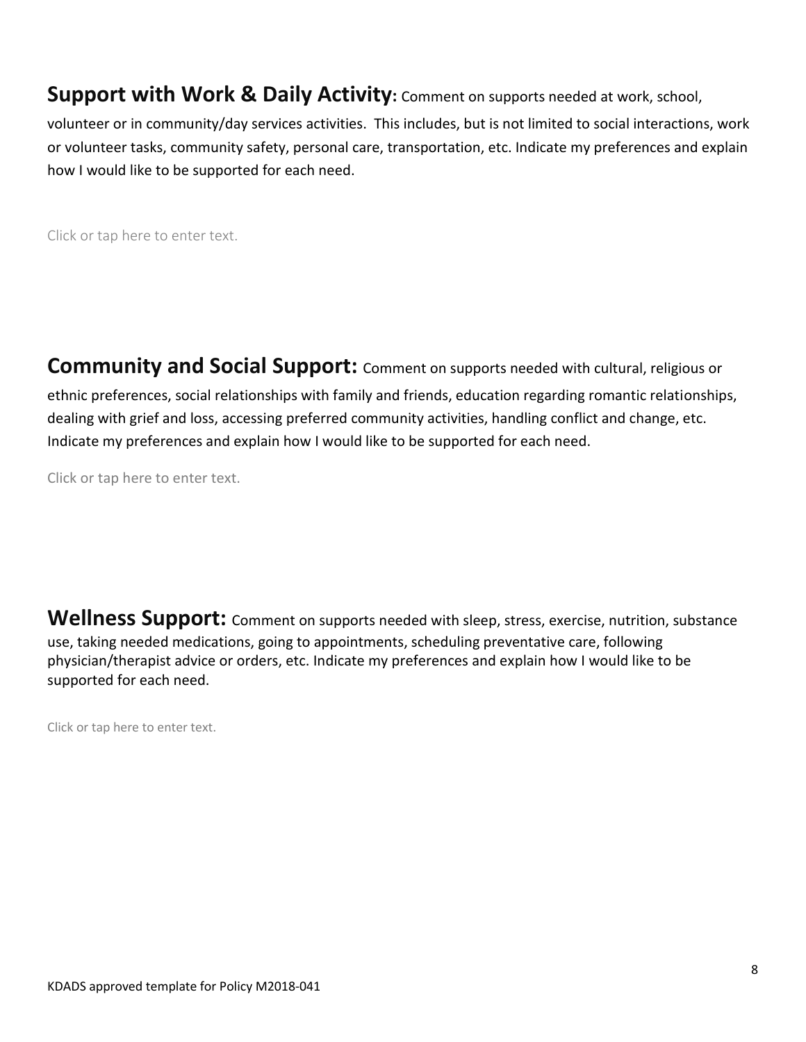**Support with Work & Daily Activity:** Comment on supports needed at work, school, volunteer or in community/day services activities. This includes, but is not limited to social interactions, work or volunteer tasks, community safety, personal care, transportation, etc. Indicate my preferences and explain how I would like to be supported for each need.

Click or tap here to enter text.

**Community and Social Support:** Comment on supports needed with cultural, religious or ethnic preferences, social relationships with family and friends, education regarding romantic relationships, dealing with grief and loss, accessing preferred community activities, handling conflict and change, etc. Indicate my preferences and explain how I would like to be supported for each need.

Click or tap here to enter text.

**Wellness Support:** Comment on supports needed with sleep, stress, exercise, nutrition, substance use, taking needed medications, going to appointments, scheduling preventative care, following physician/therapist advice or orders, etc. Indicate my preferences and explain how I would like to be supported for each need.

Click or tap here to enter text.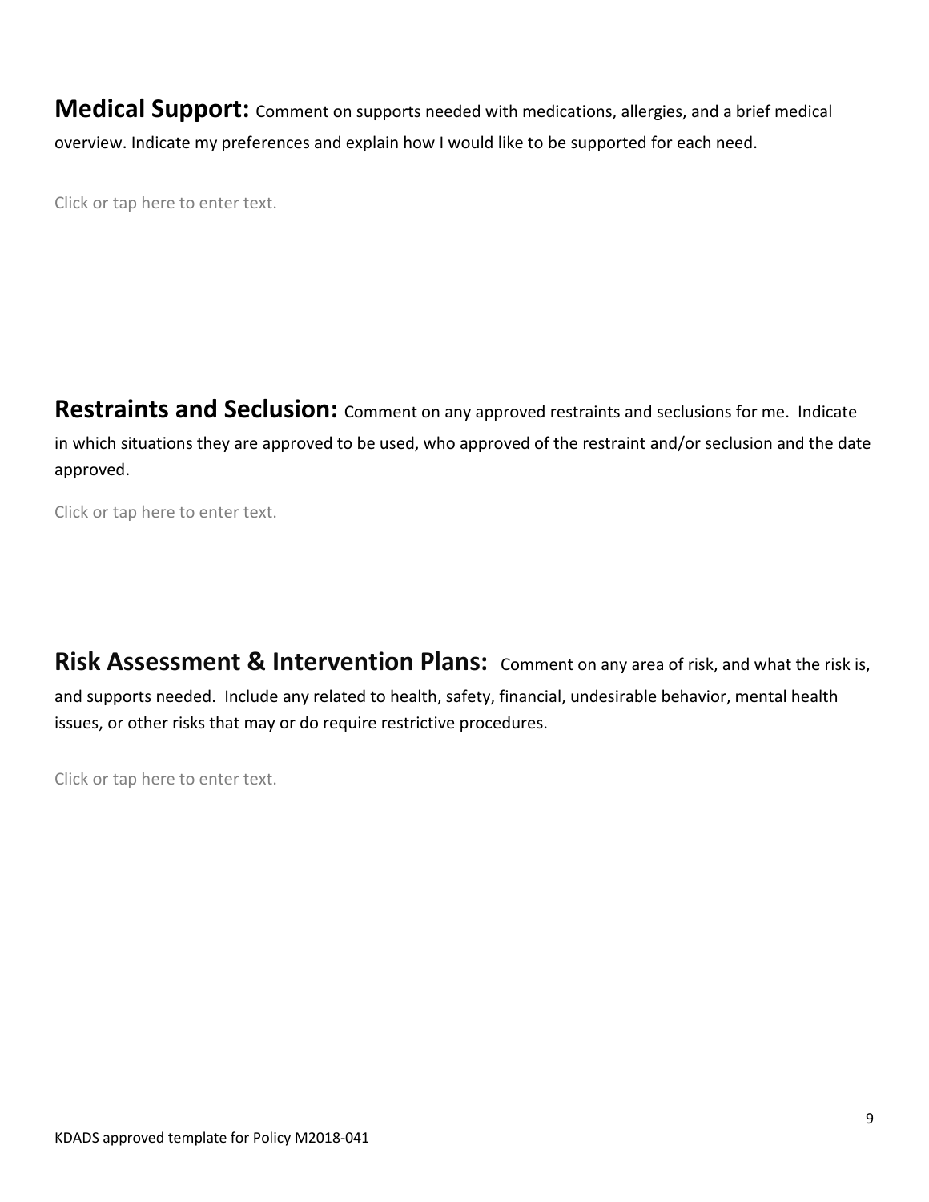**Medical Support:** Comment on supports needed with medications, allergies, and a brief medical overview. Indicate my preferences and explain how I would like to be supported for each need.

Click or tap here to enter text.

**Restraints and Seclusion:** Comment on any approved restraints and seclusions for me. Indicate in which situations they are approved to be used, who approved of the restraint and/or seclusion and the date approved.

Click or tap here to enter text.

**Risk Assessment & Intervention Plans:** Comment on any area of risk, and what the risk is, and supports needed. Include any related to health, safety, financial, undesirable behavior, mental health issues, or other risks that may or do require restrictive procedures.

Click or tap here to enter text.

KDADS approved template for Policy M2018-041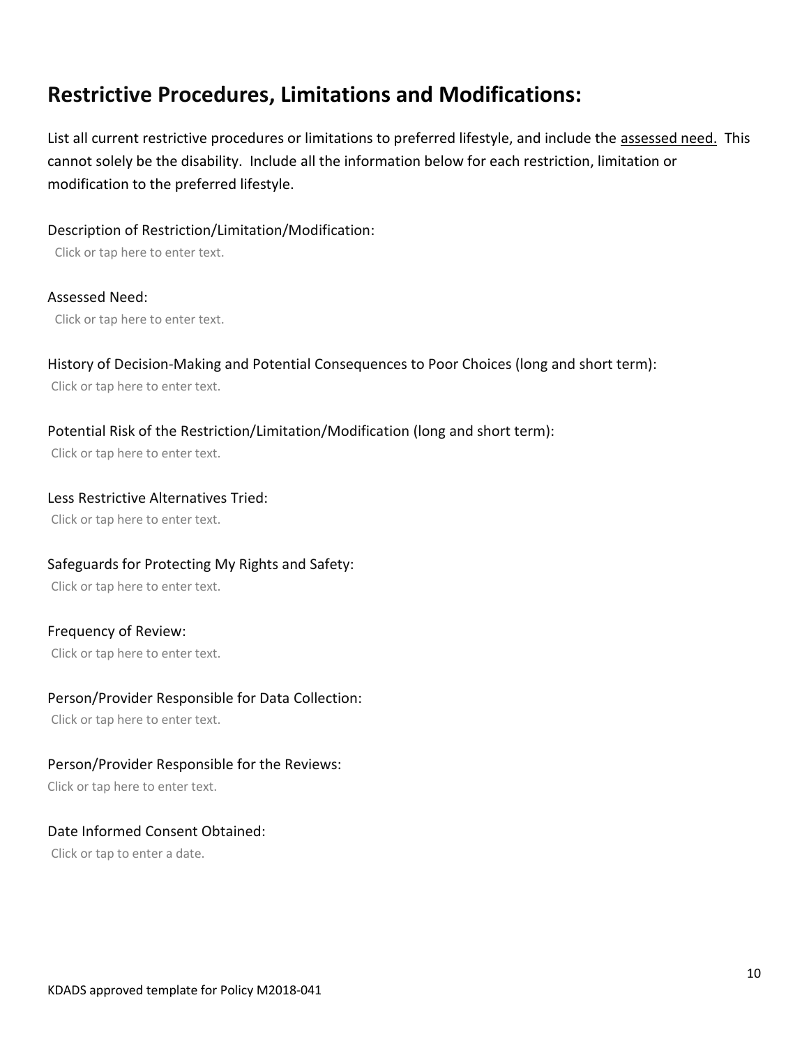## Restrictive Procedures, Limitations and Modifications:

List all current restrictive procedures or limitations to preferred lifestyle, and include the <u>assessed need.</u> This cannot solely be the disability. Include all the information below for each restriction, limitation or modification to the preferred lifestyle.

Description of Restriction/Limitation/Modification:

Click or tap here to enter text.

Assessed Need:

Click or tap here to enter text.

History of Decision-Making and Potential Consequences to Poor Choices (long and short term):

Click or tap here to enter text.

Potential Risk of the Restriction/Limitation/Modification (long and short term):

Click or tap here to enter text.

Less Restrictive Alternatives Tried:

Click or tap here to enter text.

Safeguards for Protecting My Rights and Safety:

Click or tap here to enter text.

Frequency of Review:

Click or tap here to enter text.

Person/Provider Responsible for Data Collection:

Click or tap here to enter text.

Person/Provider Responsible for the Reviews:

Click or tap here to enter text.

Date Informed Consent Obtained:

Click or tap to enter a date.

KDADS approved template for Policy M2018-041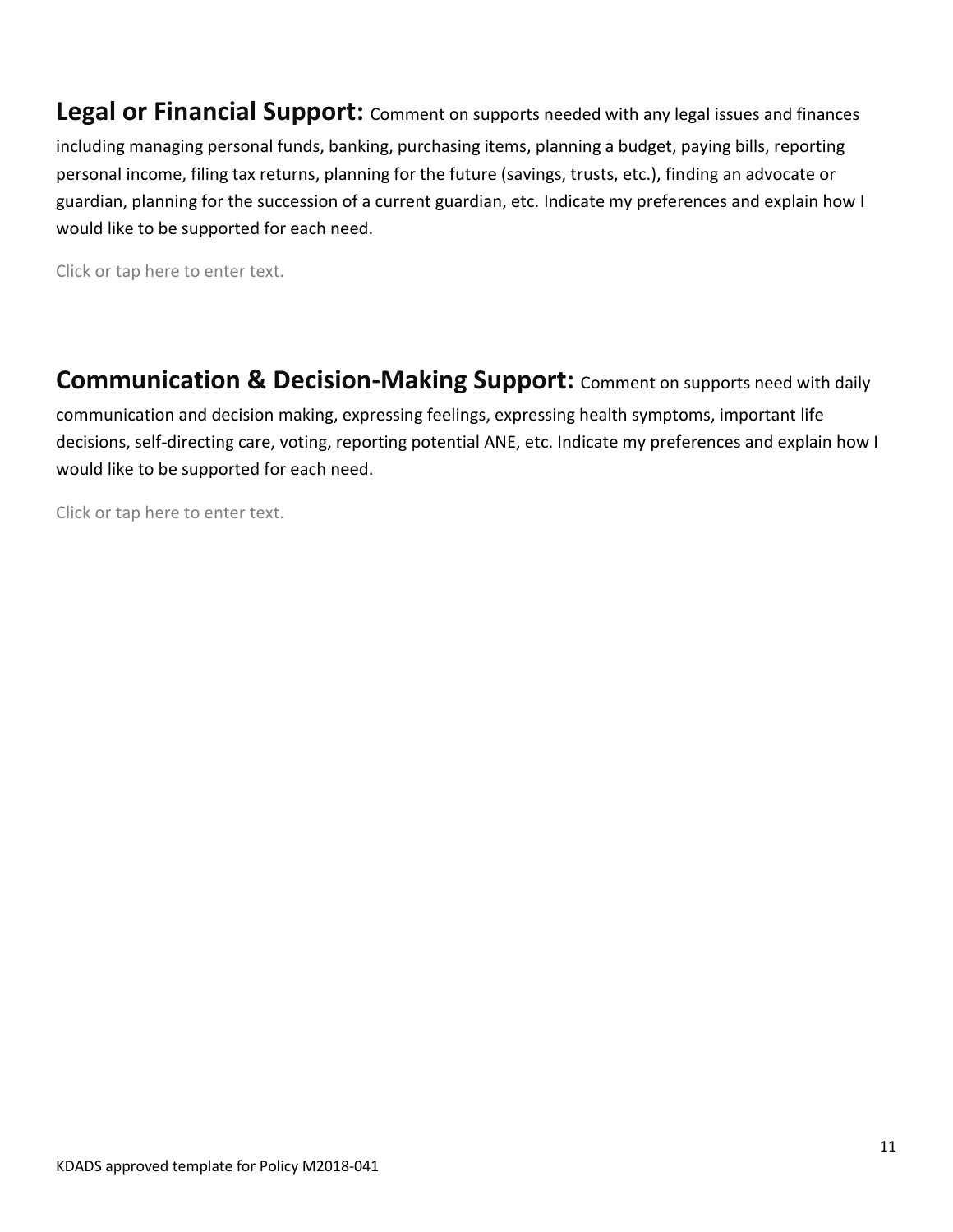**Legal or Financial Support:** Comment on supports needed with any legal issues and finances including managing personal funds, banking, purchasing items, planning a budget, paying bills, reporting personal income, filing tax returns, planning for the future (savings, trusts, etc.), finding an advocate or guardian, planning for the succession of a current guardian, etc. Indicate my preferences and explain how I would like to be supported for each need.

Click or tap here to enter text.

**Communication & Decision-Making Support:** Comment on supports need with daily communication and decision making, expressing feelings, expressing health symptoms, important life decisions, self-directing care, voting, reporting potential ANE, etc. Indicate my preferences and explain how I would like to be supported for each need.

Click or tap here to enter text.

KDADS approved template for Policy M2018-041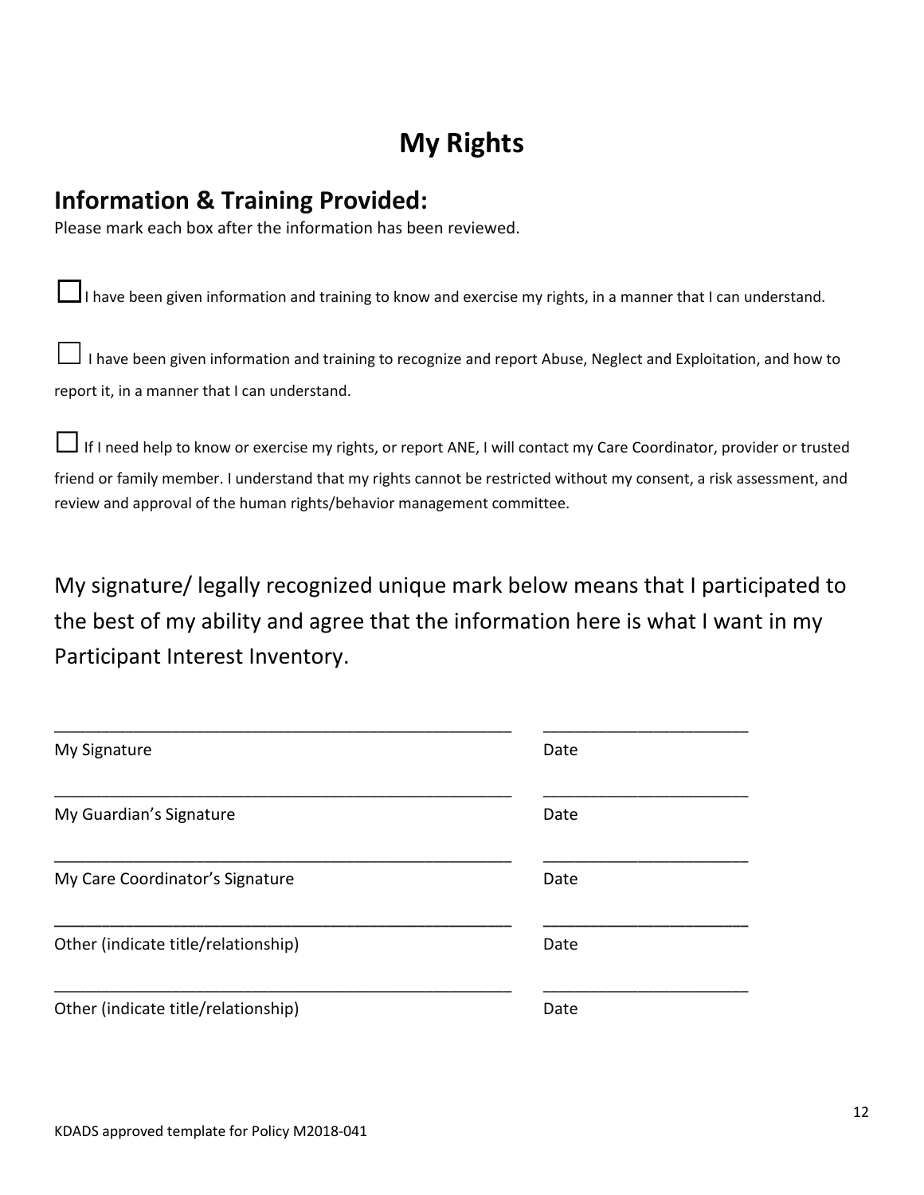# My Rights

## Information & Training Provided:

Please mark each box after the information has been reviewed.

☐ I have been given information and training to know and exercise my rights, in a manner that I can understand.

☐ I have been given information and training to recognize and report Abuse, Neglect and Exploitation, and how to report it, in a manner that I can understand.

☐ If I need help to know or exercise my rights, or report ANE, I will contact my Care Coordinator, provider or trusted friend or family member. I understand that my rights cannot be restricted without my consent, a risk assessment, and review and approval of the human rights/behavior management committee.

My signature/ legally recognized unique mark below means that I participated to the best of my ability and agree that the information here is what I want in my Participant Interest Inventory.

| | |
|---|---|
| ______________________________ | ______________ |
| My Signature | Date |
| ______________________________ | ______________ |
| My Guardian's Signature | Date |
| ______________________________ | ______________ |
| My Care Coordinator's Signature | Date |
| ______________________________ | ______________ |
| Other (indicate title/relationship) | Date |
| ______________________________ | ______________ |
| Other (indicate title/relationship) | Date |

KDADS approved template for Policy M2018-041